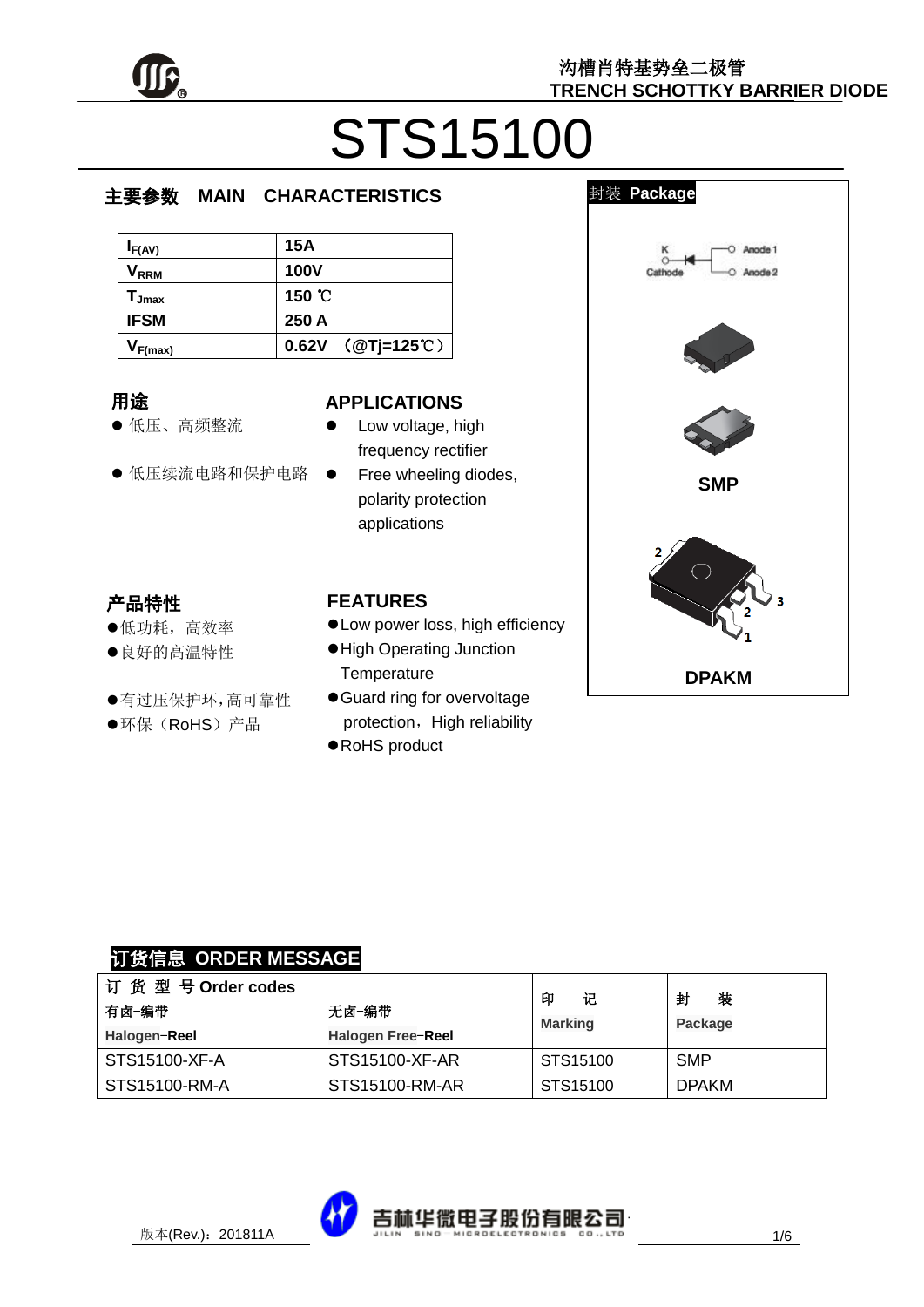沟槽肖特基势垒二极管
TRENCH SCHOTTKY BARRIER DIODE

# STS15100

## 主要参数 MAIN CHARACTERISTICS

| | |
|---|---|
| $I_{F(AV)}$ | 15A |
| $V_{RRM}$ | 100V |
| $T_{Jmax}$ | 150 ℃ |
| IFSM | 250 A |
| $V_{F(max)}$ | 0.62V （@Tj=125℃） |

## 用途

- 低压、高频整流
- 低压续流电路和保护电路

## APPLICATIONS

- Low voltage, high frequency rectifier
- Free wheeling diodes, polarity protection applications

## 产品特性

- 低功耗，高效率
- 良好的高温特性
- 有过压保护环，高可靠性
- 环保（RoHS）产品

## FEATURES

- Low power loss, high efficiency
- High Operating Junction Temperature
- Guard ring for overvoltage protection，High reliability
- RoHS product

## 封装 Package

K Cathode — Anode 1, Anode 2

SMP

DPAKM

## 订货信息 ORDER MESSAGE

| 订 货 型 号 Order codes | | 印 记 Marking | 封 装 Package |
|---|---|---|---|
| 有卤-编带 Halogen-Reel | 无卤-编带 Halogen Free-Reel | | |
| STS15100-XF-A | STS15100-XF-AR | STS15100 | SMP |
| STS15100-RM-A | STS15100-RM-AR | STS15100 | DPAKM |

版本(Rev.)：201811A

吉林华微电子股份有限公司 JILIN SINO MICROELECTRONICS CO., LTD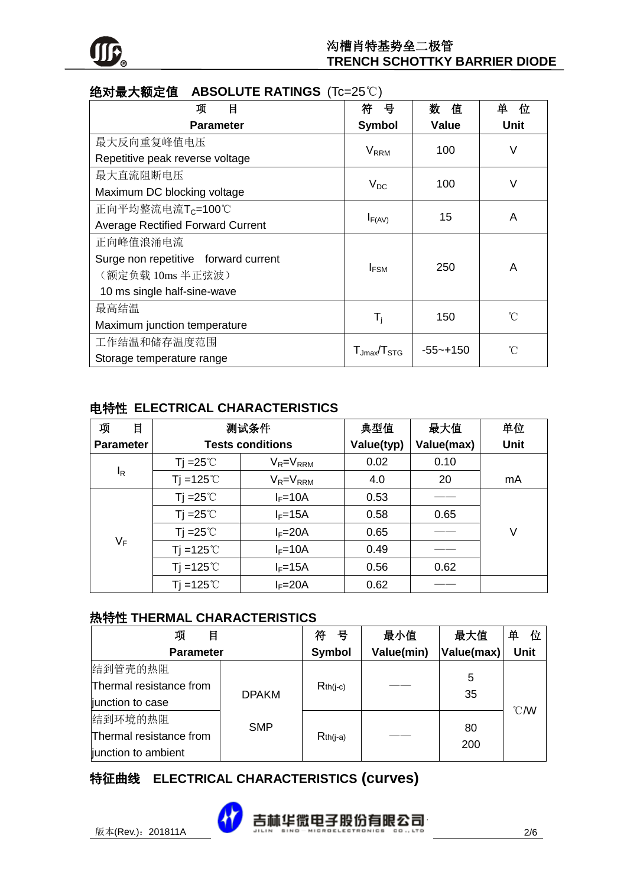## 绝对最大额定值 ABSOLUTE RATINGS (Tc=25℃)

| 项 目<br>Parameter | 符 号<br>Symbol | 数 值<br>Value | 单 位<br>Unit |
|---|---|---|---|
| 最大反向重复峰值电压<br>Repetitive peak reverse voltage | $V_{RRM}$ | 100 | V |
| 最大直流阻断电压<br>Maximum DC blocking voltage | $V_{DC}$ | 100 | V |
| 正向平均整流电流$T_C$=100℃<br>Average Rectified Forward Current | $I_{F(AV)}$ | 15 | A |
| 正向峰值浪涌电流<br>Surge non repetitive forward current<br>（额定负载 10ms 半正弦波）<br>10 ms single half-sine-wave | $I_{FSM}$ | 250 | A |
| 最高结温<br>Maximum junction temperature | $T_j$ | 150 | ℃ |
| 工作结温和储存温度范围<br>Storage temperature range | $T_{Jmax}/T_{STG}$ | -55~+150 | ℃ |

## 电特性 ELECTRICAL CHARACTERISTICS

| 项 目<br>Parameter | 测试条件<br>Tests conditions | | 典型值<br>Value(typ) | 最大值<br>Value(max) | 单位<br>Unit |
|---|---|---|---|---|---|
| $I_R$ | Tj =25℃ | $V_R$=$V_{RRM}$ | 0.02 | 0.10 | mA |
| | Tj =125℃ | $V_R$=$V_{RRM}$ | 4.0 | 20 | |
| $V_F$ | Tj =25℃ | $I_F$=10A | 0.53 | —— | V |
| | Tj =25℃ | $I_F$=15A | 0.58 | 0.65 | |
| | Tj =25℃ | $I_F$=20A | 0.65 | —— | |
| | Tj =125℃ | $I_F$=10A | 0.49 | —— | |
| | Tj =125℃ | $I_F$=15A | 0.56 | 0.62 | |
| | Tj =125℃ | $I_F$=20A | 0.62 | —— | |

## 热特性 THERMAL CHARACTERISTICS

| 项 目<br>Parameter | | 符 号<br>Symbol | 最小值<br>Value(min) | 最大值<br>Value(max) | 单 位<br>Unit |
|---|---|---|---|---|---|
| 结到管壳的热阻<br>Thermal resistance from junction to case | DPAKM<br><br>SMP | $R_{th(j-c)}$ | —— | 5<br>35 | ℃/W |
| 结到环境的热阻<br>Thermal resistance from junction to ambient | | $R_{th(j-a)}$ | —— | 80<br>200 | |

## 特征曲线 ELECTRICAL CHARACTERISTICS (curves)

版本(Rev.)：201811A

吉林华微电子股份有限公司 JILIN SINO-MICROELECTRONICS CO., LTD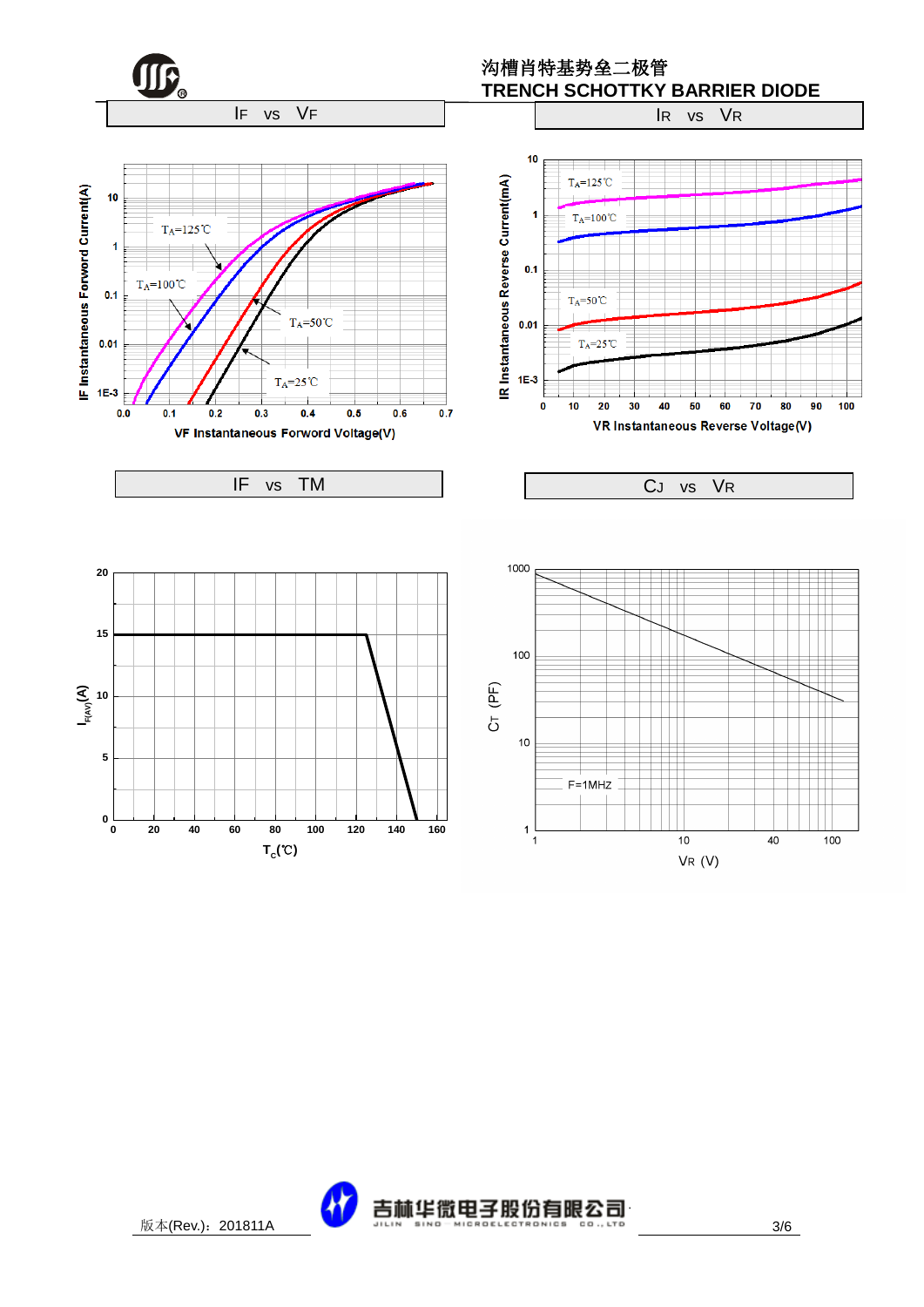## IF vs VF

TA=125℃

TA=100℃

TA=50℃

TA=25℃

IF Instantaneous Forword Current(A)

VF Instantaneous Forword Voltage(V)

## IR vs VR

TA=125℃

TA=100℃

TA=50℃

TA=25℃

IR Instantaneous Reverse Current(mA)

VR Instantaneous Reverse Voltage(V)

## IF vs TM

$I_{F(AV)}$(A)

$T_c$(℃)

## CJ vs VR

F=1MHZ

CT (PF)

VR (V)

版本(Rev.)：201811A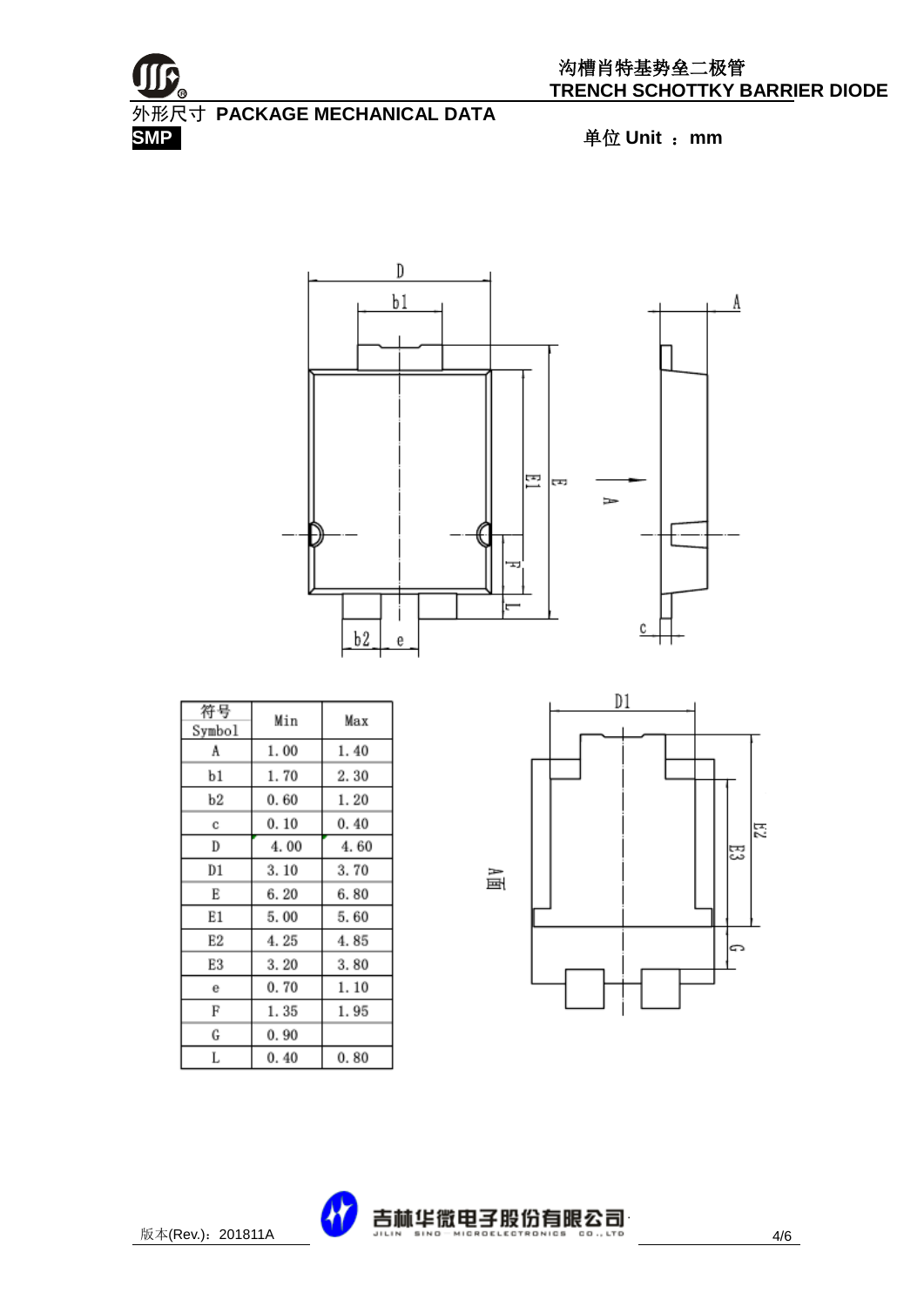## 外形尺寸 PACKAGE MECHANICAL DATA

**SMP**

单位 Unit ： mm

| 符号 Symbol | Min | Max |
|---|---|---|
| A | 1.00 | 1.40 |
| b1 | 1.70 | 2.30 |
| b2 | 0.60 | 1.20 |
| c | 0.10 | 0.40 |
| D | 4.00 | 4.60 |
| D1 | 3.10 | 3.70 |
| E | 6.20 | 6.80 |
| E1 | 5.00 | 5.60 |
| E2 | 4.25 | 4.85 |
| E3 | 3.20 | 3.80 |
| e | 0.70 | 1.10 |
| F | 1.35 | 1.95 |
| G | 0.90 | |
| L | 0.40 | 0.80 |

版本(Rev.)：201811A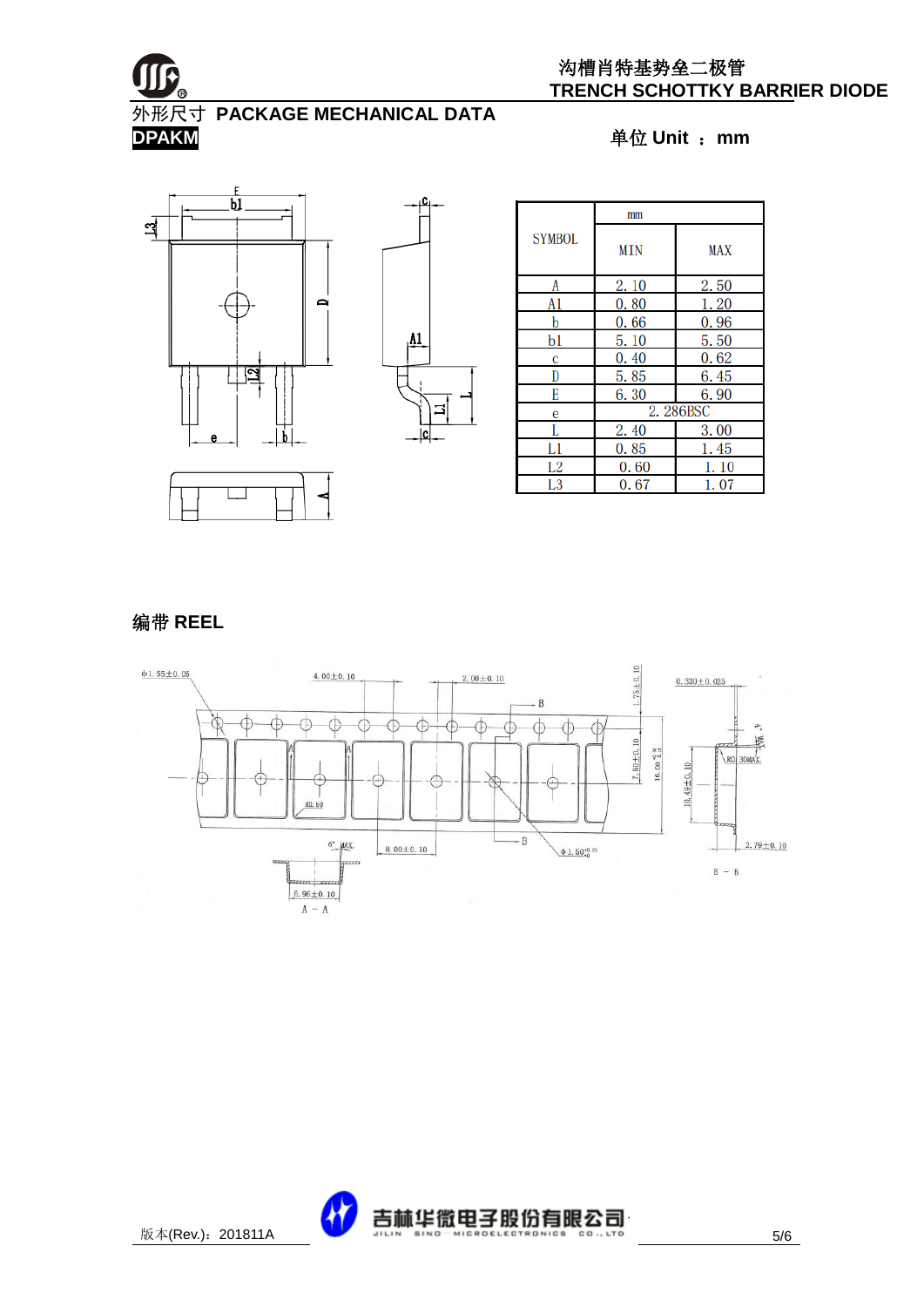## 外形尺寸 PACKAGE MECHANICAL DATA

**DPAKM**

单位 Unit ： mm

| SYMBOL | mm | |
|---|---|---|
| | MIN | MAX |
| A | 2.10 | 2.50 |
| A1 | 0.80 | 1.20 |
| b | 0.66 | 0.96 |
| b1 | 5.10 | 5.50 |
| c | 0.40 | 0.62 |
| D | 5.85 | 6.45 |
| E | 6.30 | 6.90 |
| e | 2.286BSC | |
| L | 2.40 | 3.00 |
| L1 | 0.85 | 1.45 |
| L2 | 0.60 | 1.10 |
| L3 | 0.67 | 1.07 |

## 编带 REEL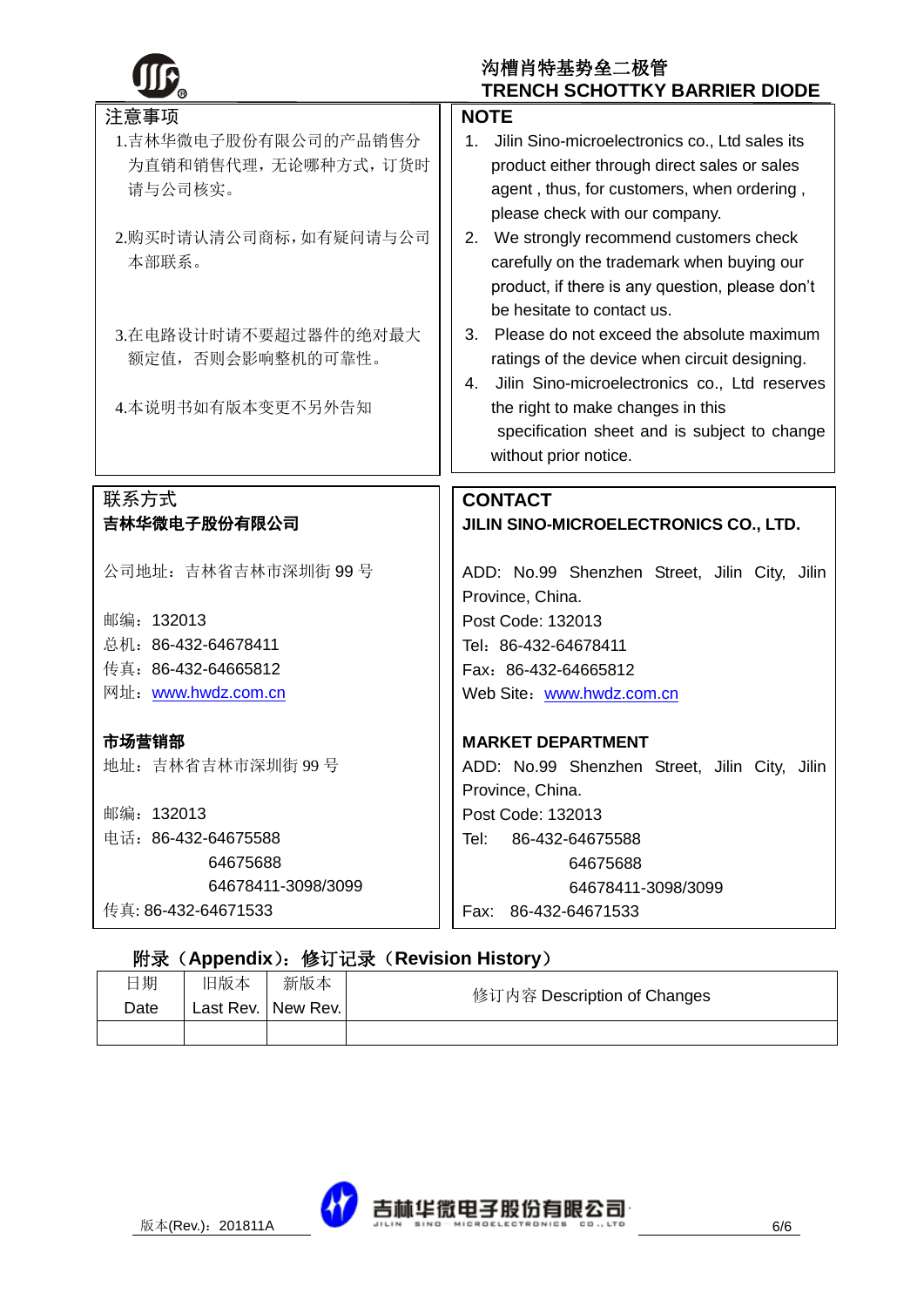## 注意事项

1.吉林华微电子股份有限公司的产品销售分为直销和销售代理，无论哪种方式，订货时请与公司核实。

2.购买时请认清公司商标，如有疑问请与公司本部联系。

3.在电路设计时请不要超过器件的绝对最大额定值，否则会影响整机的可靠性。

4.本说明书如有版本变更不另外告知

## NOTE

1. Jilin Sino-microelectronics co., Ltd sales its product either through direct sales or sales agent , thus, for customers, when ordering , please check with our company.
2. We strongly recommend customers check carefully on the trademark when buying our product, if there is any question, please don't be hesitate to contact us.
3. Please do not exceed the absolute maximum ratings of the device when circuit designing.
4. Jilin Sino-microelectronics co., Ltd reserves the right to make changes in this specification sheet and is subject to change without prior notice.

## 联系方式

**吉林华微电子股份有限公司**

公司地址：吉林省吉林市深圳街 99 号

邮编：132013
总机：86-432-64678411
传真：86-432-64665812
网址：www.hwdz.com.cn

**市场营销部**

地址：吉林省吉林市深圳街 99 号

邮编：132013
电话：86-432-64675588
64675688
64678411-3098/3099
传真: 86-432-64671533

## CONTACT

**JILIN SINO-MICROELECTRONICS CO., LTD.**

ADD: No.99 Shenzhen Street, Jilin City, Jilin Province, China.
Post Code: 132013
Tel：86-432-64678411
Fax：86-432-64665812
Web Site：www.hwdz.com.cn

**MARKET DEPARTMENT**

ADD: No.99 Shenzhen Street, Jilin City, Jilin Province, China.
Post Code: 132013
Tel: 86-432-64675588
64675688
64678411-3098/3099
Fax: 86-432-64671533

### 附录（Appendix）：修订记录（Revision History）

| 日期 Date | 旧版本 Last Rev. | 新版本 New Rev. | 修订内容 Description of Changes |
|---|---|---|---|
| | | | |

版本(Rev.)：201811A